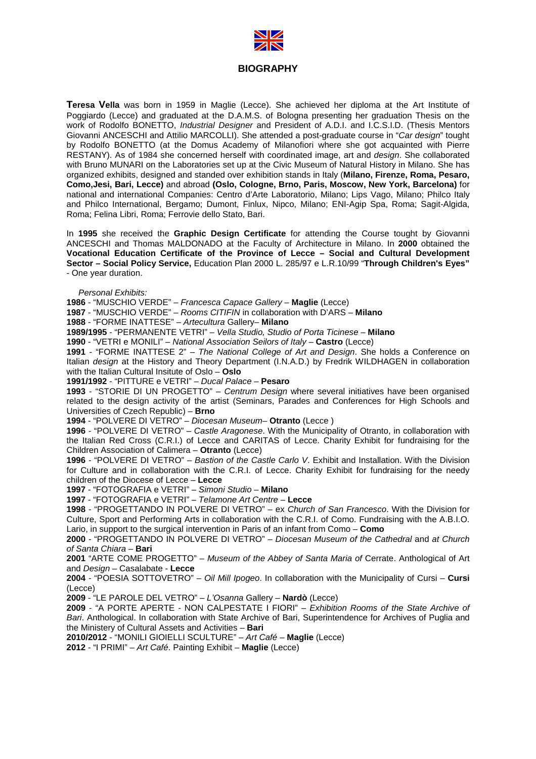# BIOGRAPHY

**Teresa Vella** was born in 1959 in Maglie (Lecce). She achieved her diploma at the Art Institute of Poggiardo (Lecce) and graduated at the D.A.M.S. of Bologna presenting her graduation Thesis on the work of Rodolfo BONETTO, *Industrial Designer* and President of A.D.I. and I.C.S.I.D. (Thesis Mentors Giovanni ANCESCHI and Attilio MARCOLLI). She attended a post-graduate course in "*Car design*" tought by Rodolfo BONETTO (at the Domus Academy of Milanofiori where she got acquainted with Pierre RESTANY). As of 1984 she concerned herself with coordinated image, art and *design*. She collaborated with Bruno MUNARI on the Laboratories set up at the Civic Museum of Natural History in Milano. She has organized exhibits, designed and standed over exhibition stands in Italy (**Milano, Firenze, Roma, Pesaro, Como,Jesi, Bari, Lecce)** and abroad **(Oslo, Cologne, Brno, Paris, Moscow, New York, Barcelona)** for national and international Companies: Centro d'Arte Laboratorio, Milano; Lips Vago, Milano; Philco Italy and Philco International, Bergamo; Dumont, Finlux, Nipco, Milano; ENI-Agip Spa, Roma; Sagit-Algida, Roma; Felina Libri, Roma; Ferrovie dello Stato, Bari.

In **1995** she received the **Graphic Design Certificate** for attending the Course tought by Giovanni ANCESCHI and Thomas MALDONADO at the Faculty of Architecture in Milano. In **2000** obtained the **Vocational Education Certificate of the Province of Lecce – Social and Cultural Development Sector – Social Policy Service,** Education Plan 2000 L. 285/97 e L.R.10/99 "**Through Children's Eyes"** - One year duration.

*Personal Exhibits:*

**1986** - "MUSCHIO VERDE" – *Francesca Capace Gallery* – **Maglie** (Lecce)
**1987** - "MUSCHIO VERDE" – *Rooms CITIFIN* in collaboration with D'ARS – **Milano**
**1988** - "FORME INATTESE" – *Artecultura* Gallery– **Milano**
**1989/1995** - "PERMANENTE VETRI" – *Vella Studio, Studio of Porta Ticinese* – **Milano**
**1990** - "VETRI e MONILI" – *National Association Seilors of Italy* – **Castro** (Lecce)
**1991** - "FORME INATTESE 2" – *The National College of Art and Design*. She holds a Conference on Italian *design* at the History and Theory Department (I.N.A.D.) by Fredrik WILDHAGEN in collaboration with the Italian Cultural Insitute of Oslo – **Oslo**
**1991/1992** - "PITTURE e VETRI" – *Ducal Palace* – **Pesaro**
**1993** - "STORIE DI UN PROGETTO" – *Centrum Design* where several initiatives have been organised related to the design activity of the artist (Seminars, Parades and Conferences for High Schools and Universities of Czech Republic) – **Brno**
**1994** - "POLVERE DI VETRO" – *Diocesan Museum*– **Otranto** (Lecce )
**1996** - "POLVERE DI VETRO" – *Castle Aragonese*. With the Municipality of Otranto, in collaboration with the Italian Red Cross (C.R.I.) of Lecce and CARITAS of Lecce. Charity Exhibit for fundraising for the Children Association of Calimera – **Otranto** (Lecce)
**1996** - "POLVERE DI VETRO" – *Bastion of the Castle Carlo V*. Exhibit and Installation. With the Division for Culture and in collaboration with the C.R.I. of Lecce. Charity Exhibit for fundraising for the needy children of the Diocese of Lecce – **Lecce**
**1997** - "FOTOGRAFIA e VETRI" – *Simoni Studio* – **Milano**
**1997** - "FOTOGRAFIA e VETRI" – *Telamone Art Centre* – **Lecce**
**1998** - "PROGETTANDO IN POLVERE DI VETRO" – ex *Church of San Francesco*. With the Division for Culture, Sport and Performing Arts in collaboration with the C.R.I. of Como. Fundraising with the A.B.I.O. Lario, in support to the surgical intervention in Paris of an infant from Como – **Como**
**2000** - "PROGETTANDO IN POLVERE DI VETRO" – *Diocesan Museum of the Cathedral* and *at Church of Santa Chiara* – **Bari**
**2001** "ARTE COME PROGETTO" – *Museum of the Abbey of Santa Maria of* Cerrate. Anthological of Art and *Design* – Casalabate - **Lecce**
**2004** - "POESIA SOTTOVETRO" – *Oil Mill Ipogeo*. In collaboration with the Municipality of Cursi – **Cursi** (Lecce)
**2009** - "LE PAROLE DEL VETRO" – *L'Osanna* Gallery – **Nardò** (Lecce)
**2009** - "A PORTE APERTE - NON CALPESTATE I FIORI" – *Exhibition Rooms of the State Archive of Bari*. Anthological. In collaboration with State Archive of Bari, Superintendence for Archives of Puglia and the Ministery of Cultural Assets and Activities – **Bari**
**2010/2012** - "MONILI GIOIELLI SCULTURE" – *Art Café* – **Maglie** (Lecce)
**2012** - "I PRIMI" – *Art Café*. Painting Exhibit – **Maglie** (Lecce)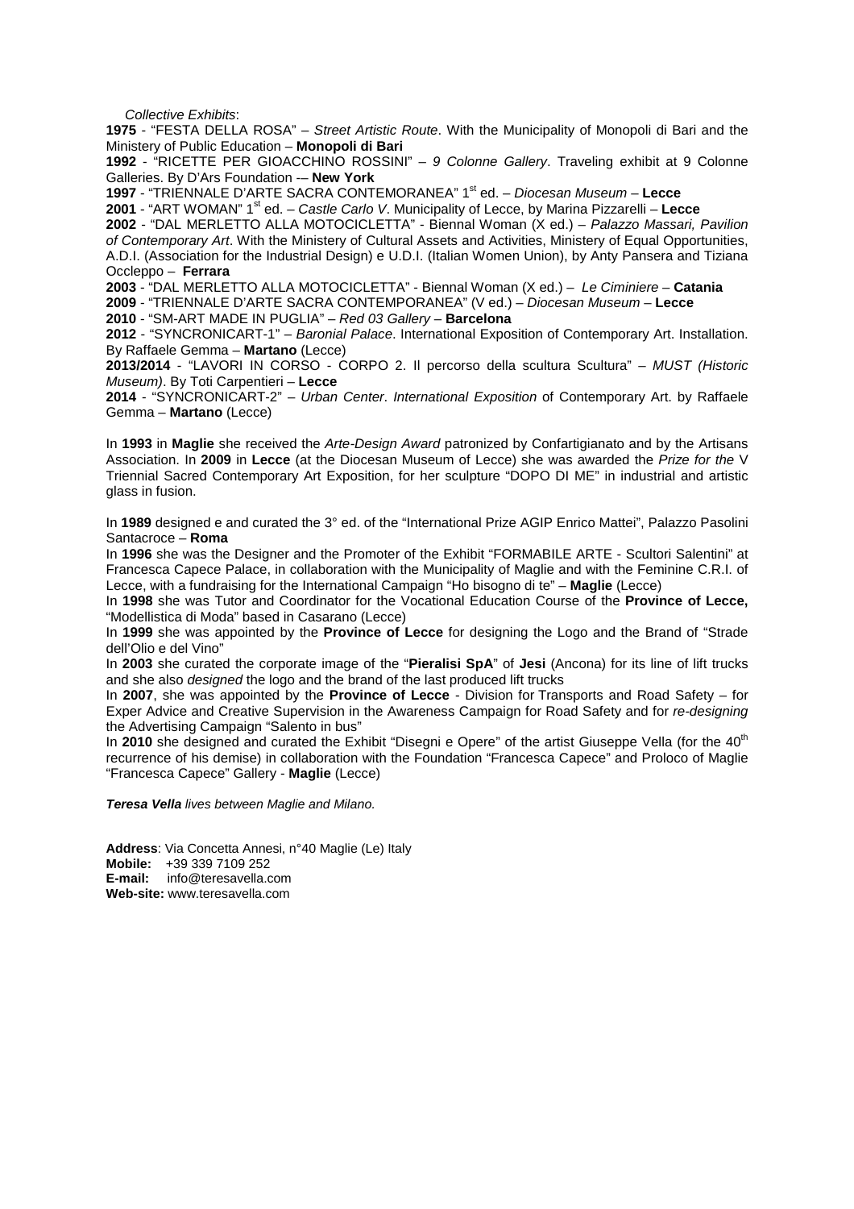*Collective Exhibits*:

**1975** - "FESTA DELLA ROSA" – *Street Artistic Route*. With the Municipality of Monopoli di Bari and the Ministery of Public Education – **Monopoli di Bari**

**1992** - "RICETTE PER GIOACCHINO ROSSINI" – *9 Colonne Gallery*. Traveling exhibit at 9 Colonne Galleries. By D'Ars Foundation -– **New York**

**1997** - "TRIENNALE D'ARTE SACRA CONTEMORANEA" 1st ed. – *Diocesan Museum* – **Lecce**

**2001** - "ART WOMAN" 1st ed. – *Castle Carlo V*. Municipality of Lecce, by Marina Pizzarelli – **Lecce**

**2002** - "DAL MERLETTO ALLA MOTOCICLETTA" - Biennal Woman (X ed.) – *Palazzo Massari, Pavilion of Contemporary Art*. With the Ministery of Cultural Assets and Activities, Ministery of Equal Opportunities, A.D.I. (Association for the Industrial Design) e U.D.I. (Italian Women Union), by Anty Pansera and Tiziana Occleppo – **Ferrara**

**2003** - "DAL MERLETTO ALLA MOTOCICLETTA" - Biennal Woman (X ed.) – *Le Ciminiere* – **Catania**

**2009** - "TRIENNALE D'ARTE SACRA CONTEMPORANEA" (V ed.) – *Diocesan Museum* – **Lecce**

**2010** - "SM-ART MADE IN PUGLIA" – *Red 03 Gallery* – **Barcelona**

**2012** - "SYNCRONICART-1" – *Baronial Palace*. International Exposition of Contemporary Art. Installation. By Raffaele Gemma – **Martano** (Lecce)

**2013/2014** - "LAVORI IN CORSO - CORPO 2. Il percorso della scultura Scultura" – *MUST (Historic Museum)*. By Toti Carpentieri – **Lecce**

**2014** - "SYNCRONICART-2" – *Urban Center*. *International Exposition* of Contemporary Art. by Raffaele Gemma – **Martano** (Lecce)

In **1993** in **Maglie** she received the *Arte-Design Award* patronized by Confartigianato and by the Artisans Association. In **2009** in **Lecce** (at the Diocesan Museum of Lecce) she was awarded the *Prize for the* V Triennial Sacred Contemporary Art Exposition, for her sculpture "DOPO DI ME" in industrial and artistic glass in fusion.

In **1989** designed e and curated the 3° ed. of the "International Prize AGIP Enrico Mattei", Palazzo Pasolini Santacroce – **Roma**

In **1996** she was the Designer and the Promoter of the Exhibit "FORMABILE ARTE - Scultori Salentini" at Francesca Capece Palace, in collaboration with the Municipality of Maglie and with the Feminine C.R.I. of Lecce, with a fundraising for the International Campaign "Ho bisogno di te" – **Maglie** (Lecce)

In **1998** she was Tutor and Coordinator for the Vocational Education Course of the **Province of Lecce,** "Modellistica di Moda" based in Casarano (Lecce)

In **1999** she was appointed by the **Province of Lecce** for designing the Logo and the Brand of "Strade dell'Olio e del Vino"

In **2003** she curated the corporate image of the "**Pieralisi SpA**" of **Jesi** (Ancona) for its line of lift trucks and she also *designed* the logo and the brand of the last produced lift trucks

In **2007**, she was appointed by the **Province of Lecce** - Division for Transports and Road Safety – for Exper Advice and Creative Supervision in the Awareness Campaign for Road Safety and for *re-designing* the Advertising Campaign "Salento in bus"

In **2010** she designed and curated the Exhibit "Disegni e Opere" of the artist Giuseppe Vella (for the 40th recurrence of his demise) in collaboration with the Foundation "Francesca Capece" and Proloco of Maglie "Francesca Capece" Gallery - **Maglie** (Lecce)

***Teresa Vella*** *lives between Maglie and Milano.*

**Address**: Via Concetta Annesi, n°40 Maglie (Le) Italy
**Mobile:** +39 339 7109 252
**E-mail:** info@teresavella.com
**Web-site:** www.teresavella.com